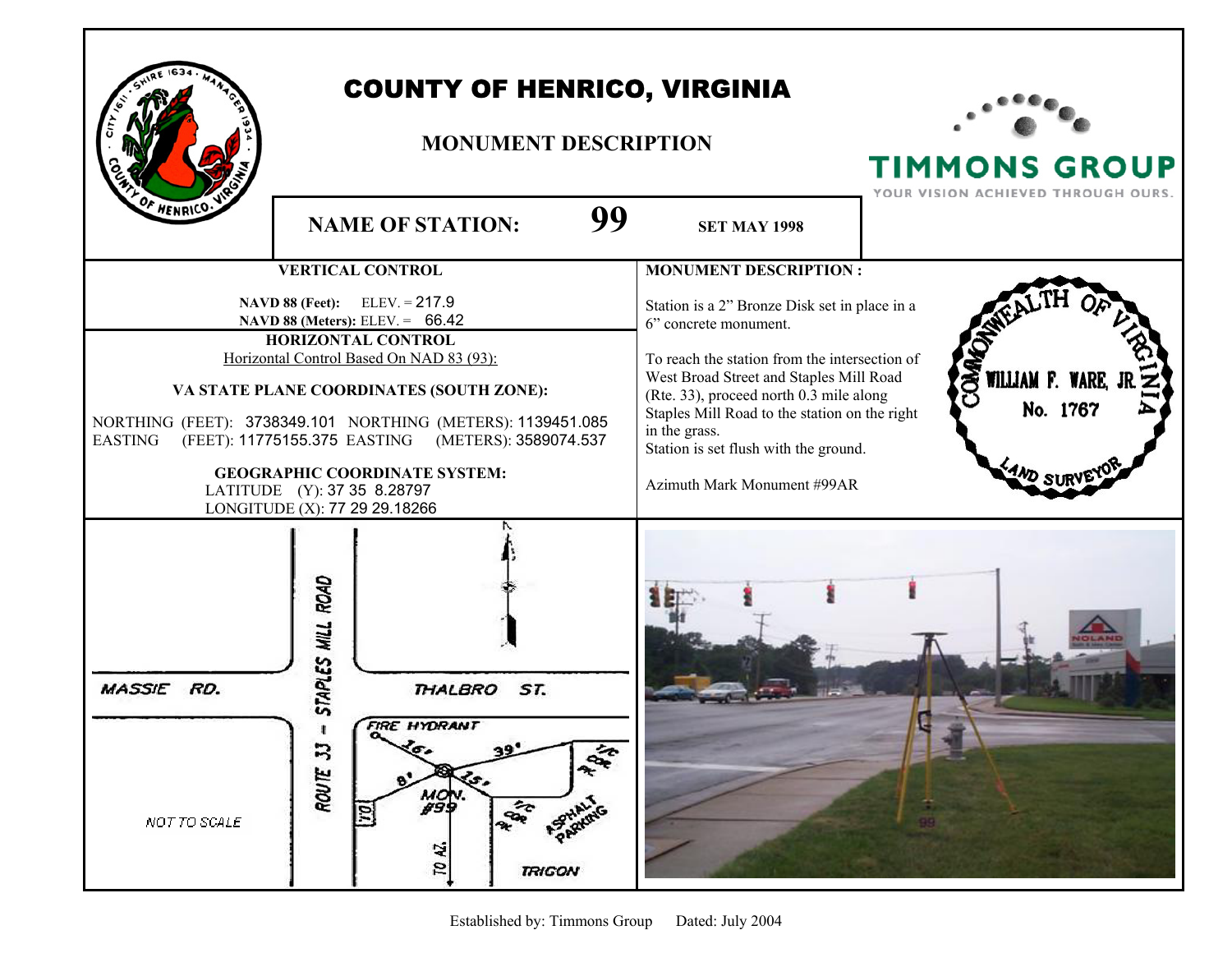# COUNTY OF HENRICO, VIRGINIA

## MONUMENT DESCRIPTION

TIMMONS GROUP
YOUR VISION ACHIEVED THROUGH OURS.

**NAME OF STATION: 99** **SET MAY 1998**

### VERTICAL CONTROL

**NAVD 88 (Feet):** ELEV. = 217.9
**NAVD 88 (Meters):** ELEV. = 66.42

### HORIZONTAL CONTROL

Horizontal Control Based On NAD 83 (93):

**VA STATE PLANE COORDINATES (SOUTH ZONE):**

NORTHING (FEET): 3738349.101 NORTHING (METERS): 1139451.085
EASTING (FEET): 11775155.375 EASTING (METERS): 3589074.537

**GEOGRAPHIC COORDINATE SYSTEM:**
LATITUDE (Y): 37 35 8.28797
LONGITUDE (X): 77 29 29.18266

### MONUMENT DESCRIPTION :

Station is a 2" Bronze Disk set in place in a 6" concrete monument.

To reach the station from the intersection of West Broad Street and Staples Mill Road (Rte. 33), proceed north 0.3 mile along Staples Mill Road to the station on the right in the grass.
Station is set flush with the ground.

Azimuth Mark Monument #99AR

COMMONWEALTH OF VIRGINIA
WILLIAM F. WARE, JR.
No. 1767
LAND SURVEYOR

MASSIE RD. | ROUTE 33 - STAPLES MILL ROAD | THALBRO ST. | FIRE HYDRANT | 16' | 39' | 8' | 15' | MON. #99 | T/C COR. PK | T/C COR. PK | ASPHALT PARKING | TO AZ. | TRIGON | NOT TO SCALE

Established by: Timmons Group Dated: July 2004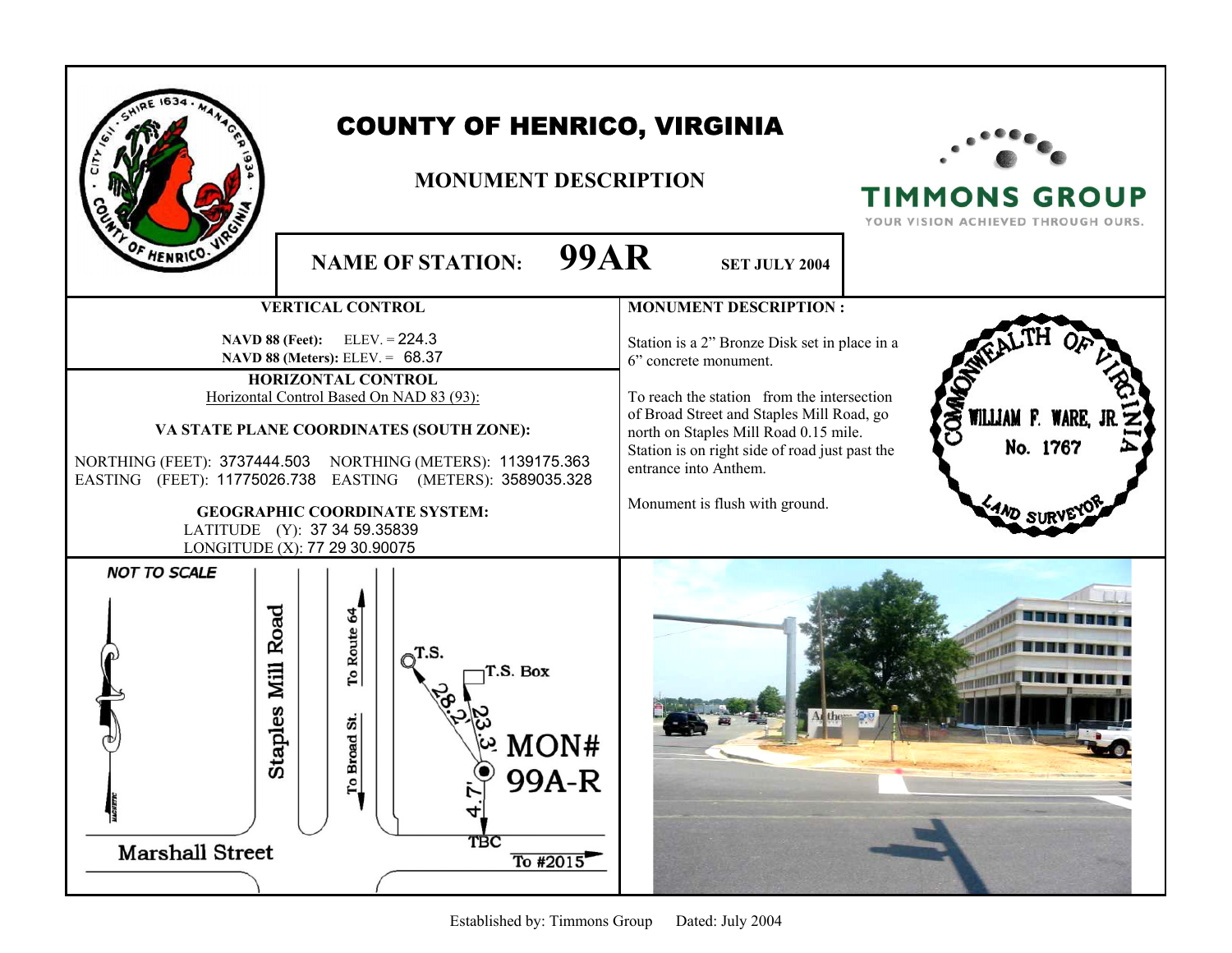# COUNTY OF HENRICO, VIRGINIA

## MONUMENT DESCRIPTION

**TIMMONS GROUP**
YOUR VISION ACHIEVED THROUGH OURS.

**NAME OF STATION: 99AR** **SET JULY 2004**

### VERTICAL CONTROL

**NAVD 88 (Feet):** ELEV. = 224.3
**NAVD 88 (Meters):** ELEV. = 68.37

### HORIZONTAL CONTROL

Horizontal Control Based On NAD 83 (93):

**VA STATE PLANE COORDINATES (SOUTH ZONE):**

NORTHING (FEET): 3737444.503 NORTHING (METERS): 1139175.363
EASTING (FEET): 11775026.738 EASTING (METERS): 3589035.328

**GEOGRAPHIC COORDINATE SYSTEM:**

LATITUDE (Y): 37 34 59.35839
LONGITUDE (X): 77 29 30.90075

### MONUMENT DESCRIPTION :

Station is a 2" Bronze Disk set in place in a 6" concrete monument.

To reach the station from the intersection of Broad Street and Staples Mill Road, go north on Staples Mill Road 0.15 mile. Station is on right side of road just past the entrance into Anthem.

Monument is flush with ground.

COMMONWEALTH OF VIRGINIA
WILLIAM F. WARE, JR.
No. 1767
LAND SURVEYOR

NOT TO SCALE

Staples Mill Road
To Route 64
To Broad St.
T.S.
T.S. Box
28.2'
23.3'
MON#
99A-R
4.7'
TBC
Marshall Street
To #2015
MAGNETIC

Established by: Timmons Group Dated: July 2004